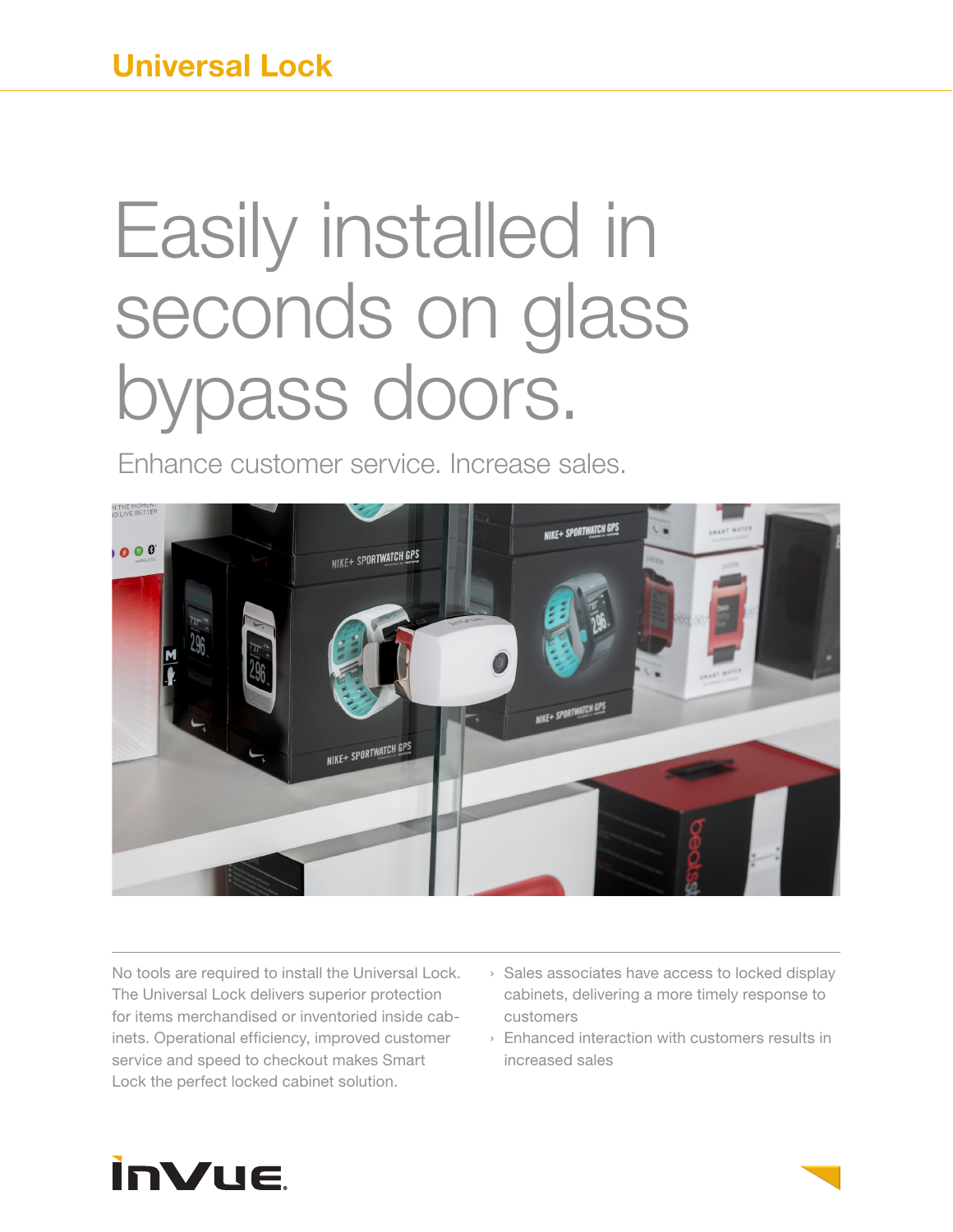# Universal Lock

## Easily installed in seconds on glass bypass doors.

Enhance customer service. Increase sales.

No tools are required to install the Universal Lock. The Universal Lock delivers superior protection for items merchandised or inventoried inside cabinets. Operational efficiency, improved customer service and speed to checkout makes Smart Lock the perfect locked cabinet solution.

- Sales associates have access to locked display cabinets, delivering a more timely response to customers
- Enhanced interaction with customers results in increased sales

InVue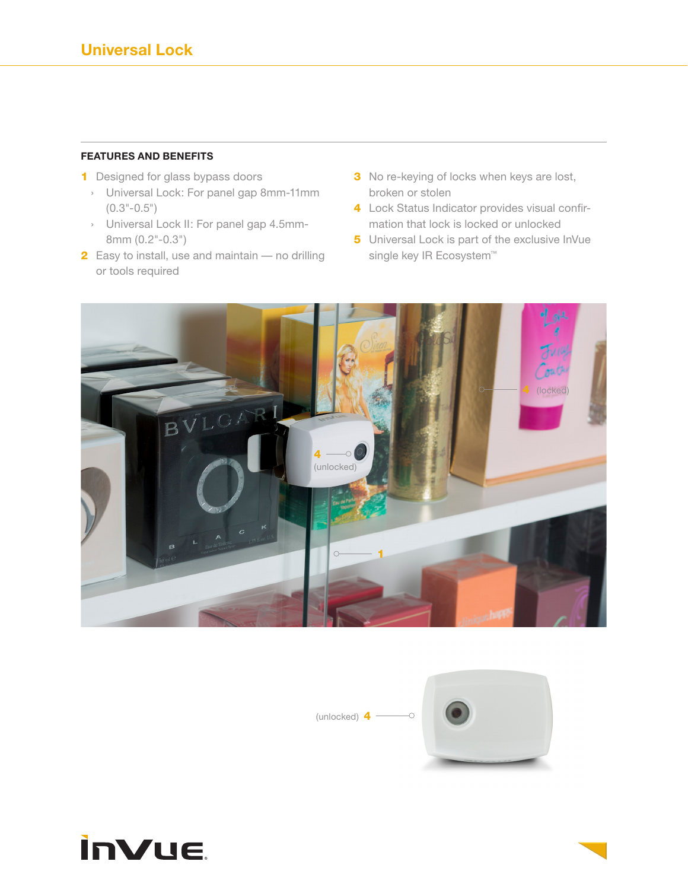# Universal Lock

## FEATURES AND BENEFITS

1. Designed for glass bypass doors
   - Universal Lock: For panel gap 8mm-11mm (0.3"-0.5")
   - Universal Lock II: For panel gap 4.5mm-8mm (0.2"-0.3")
2. Easy to install, use and maintain — no drilling or tools required
3. No re-keying of locks when keys are lost, broken or stolen
4. Lock Status Indicator provides visual confirmation that lock is locked or unlocked
5. Universal Lock is part of the exclusive InVue single key IR Ecosystem™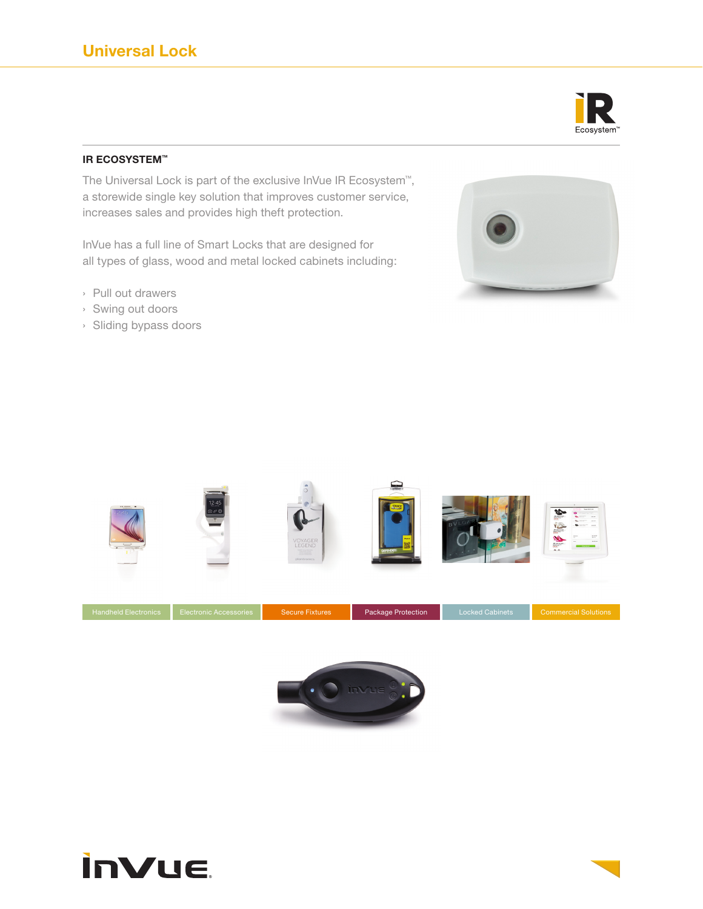# Universal Lock

## IR ECOSYSTEM™

The Universal Lock is part of the exclusive InVue IR Ecosystem™, a storewide single key solution that improves customer service, increases sales and provides high theft protection.

InVue has a full line of Smart Locks that are designed for all types of glass, wood and metal locked cabinets including:

- Pull out drawers
- Swing out doors
- Sliding bypass doors

Handheld Electronics | Electronic Accessories | Secure Fixtures | Package Protection | Locked Cabinets | Commercial Solutions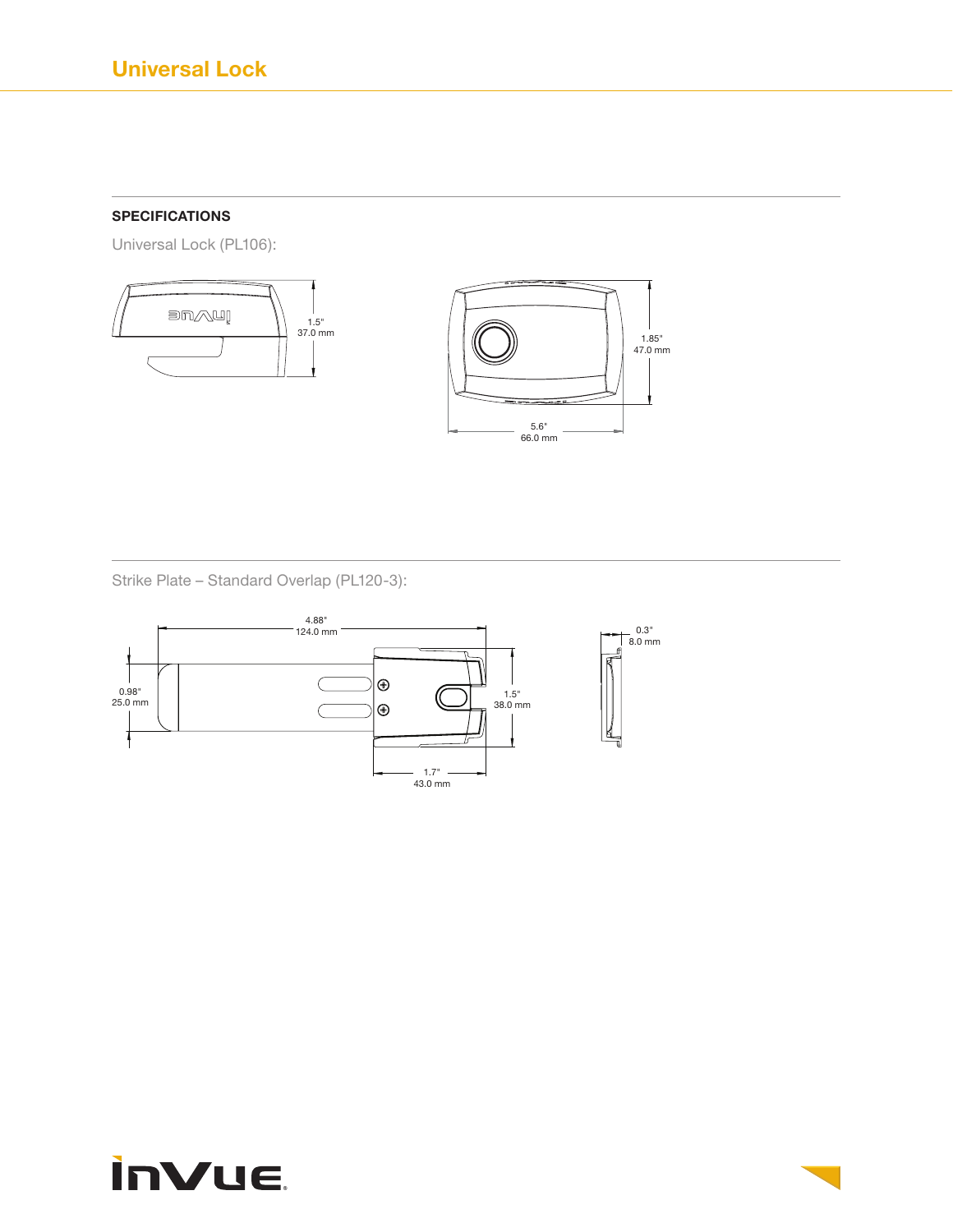# Universal Lock

## SPECIFICATIONS

Universal Lock (PL106):

1.5"
37.0 mm

1.85"
47.0 mm

5.6"
66.0 mm

Strike Plate – Standard Overlap (PL120-3):

4.88"
124.0 mm

0.98"
25.0 mm

1.5"
38.0 mm

1.7"
43.0 mm

0.3"
8.0 mm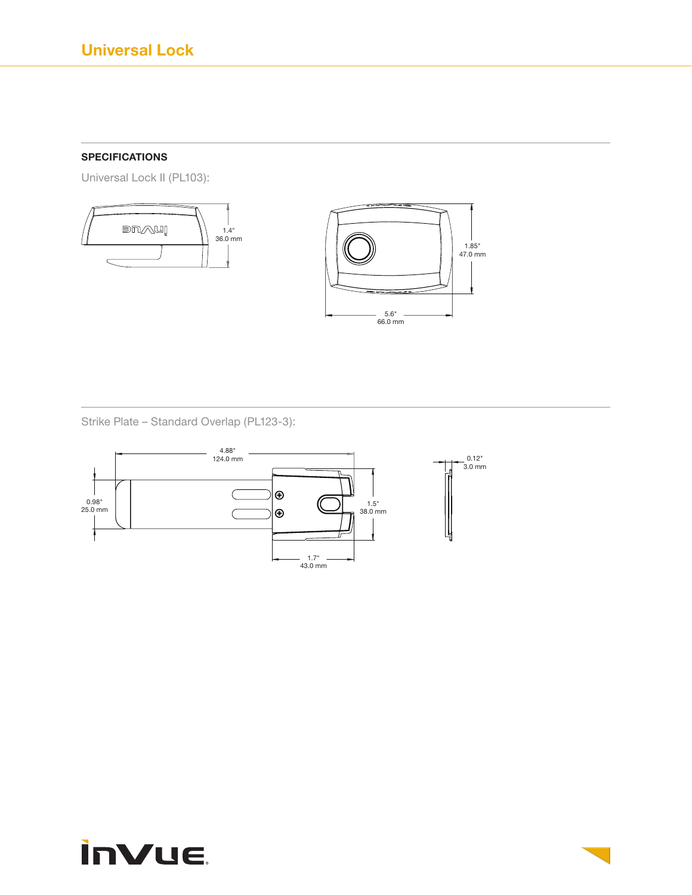# Universal Lock

## SPECIFICATIONS

Universal Lock II (PL103):

1.4"
36.0 mm

1.85"
47.0 mm

5.6"
66.0 mm

Strike Plate – Standard Overlap (PL123-3):

4.88"
124.0 mm

0.12"
3.0 mm

0.98"
25.0 mm

1.5"
38.0 mm

1.7"
43.0 mm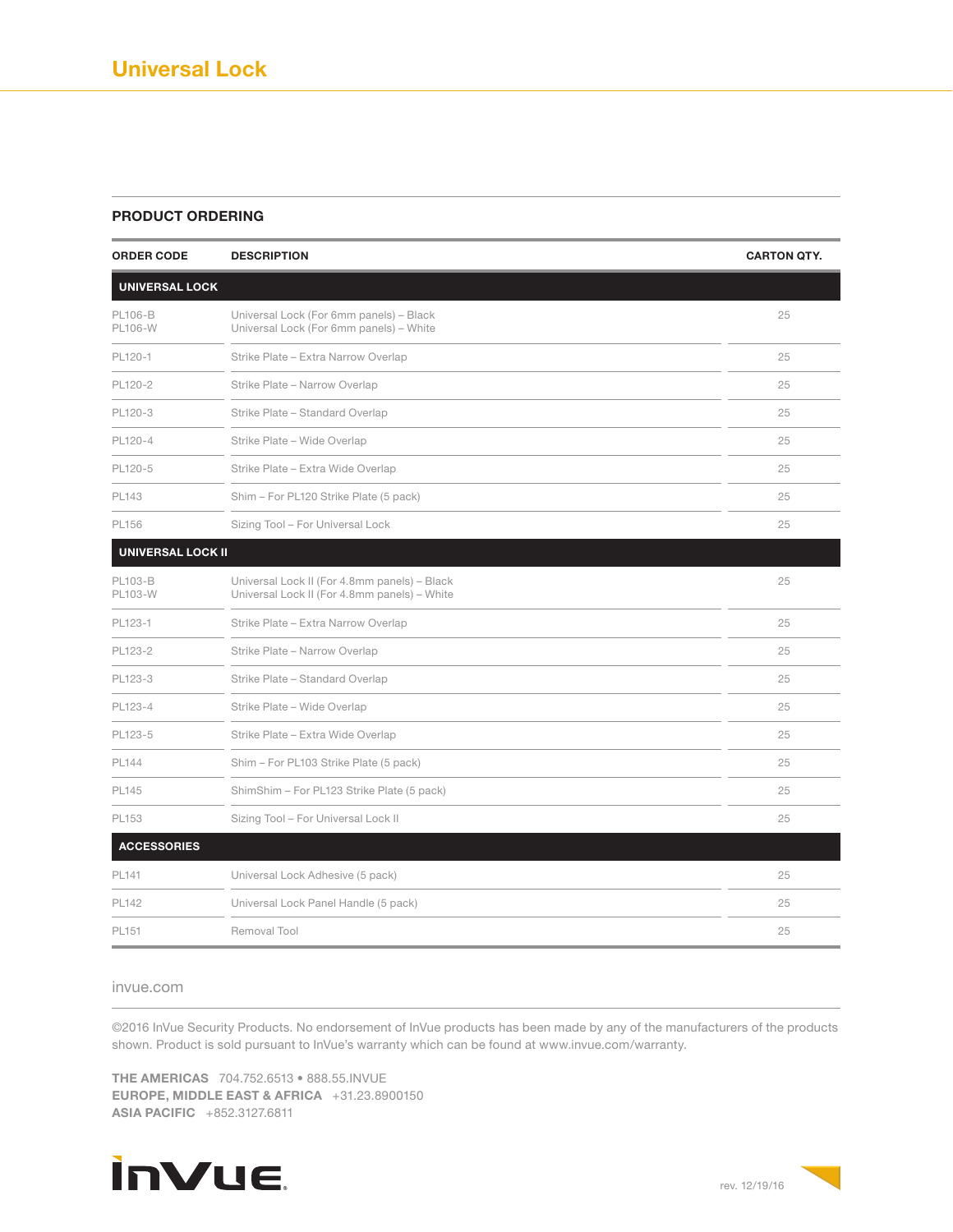# Universal Lock

## PRODUCT ORDERING

| ORDER CODE | DESCRIPTION | CARTON QTY. |
|---|---|---|
| **UNIVERSAL LOCK** | | |
| PL106-B<br>PL106-W | Universal Lock (For 6mm panels) – Black<br>Universal Lock (For 6mm panels) – White | 25 |
| PL120-1 | Strike Plate – Extra Narrow Overlap | 25 |
| PL120-2 | Strike Plate – Narrow Overlap | 25 |
| PL120-3 | Strike Plate – Standard Overlap | 25 |
| PL120-4 | Strike Plate – Wide Overlap | 25 |
| PL120-5 | Strike Plate – Extra Wide Overlap | 25 |
| PL143 | Shim – For PL120 Strike Plate (5 pack) | 25 |
| PL156 | Sizing Tool – For Universal Lock | 25 |
| **UNIVERSAL LOCK II** | | |
| PL103-B<br>PL103-W | Universal Lock II (For 4.8mm panels) – Black<br>Universal Lock II (For 4.8mm panels) – White | 25 |
| PL123-1 | Strike Plate – Extra Narrow Overlap | 25 |
| PL123-2 | Strike Plate – Narrow Overlap | 25 |
| PL123-3 | Strike Plate – Standard Overlap | 25 |
| PL123-4 | Strike Plate – Wide Overlap | 25 |
| PL123-5 | Strike Plate – Extra Wide Overlap | 25 |
| PL144 | Shim – For PL103 Strike Plate (5 pack) | 25 |
| PL145 | ShimShim – For PL123 Strike Plate (5 pack) | 25 |
| PL153 | Sizing Tool – For Universal Lock II | 25 |
| **ACCESSORIES** | | |
| PL141 | Universal Lock Adhesive (5 pack) | 25 |
| PL142 | Universal Lock Panel Handle (5 pack) | 25 |
| PL151 | Removal Tool | 25 |

invue.com

©2016 InVue Security Products. No endorsement of InVue products has been made by any of the manufacturers of the products shown. Product is sold pursuant to InVue's warranty which can be found at www.invue.com/warranty.

**THE AMERICAS** 704.752.6513 • 888.55.INVUE
**EUROPE, MIDDLE EAST & AFRICA** +31.23.8900150
**ASIA PACIFIC** +852.3127.6811

InVue

rev. 12/19/16